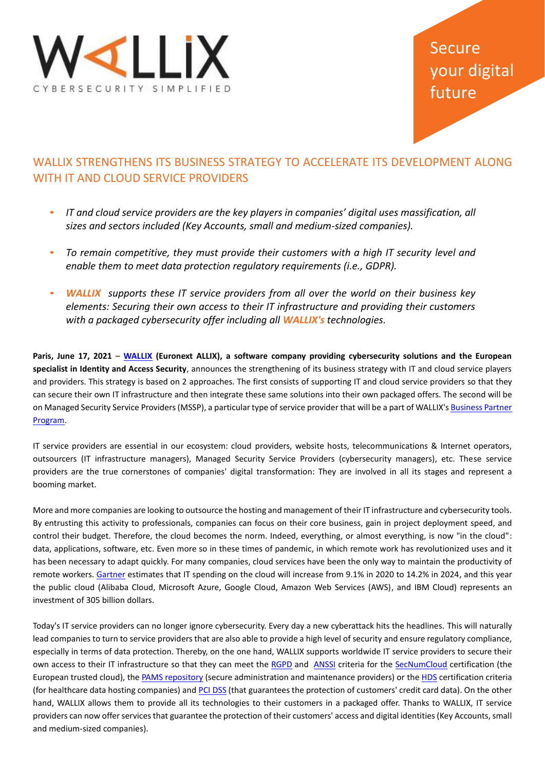WALLIX

CYBERSECURITY SIMPLIFIED

Secure your digital future

# WALLIX STRENGTHENS ITS BUSINESS STRATEGY TO ACCELERATE ITS DEVELOPMENT ALONG WITH IT AND CLOUD SERVICE PROVIDERS

- *IT and cloud service providers are the key players in companies' digital uses massification, all sizes and sectors included (Key Accounts, small and medium-sized companies).*
- *To remain competitive, they must provide their customers with a high IT security level and enable them to meet data protection regulatory requirements (i.e., GDPR).*
- ***WALLIX*** *supports these IT service providers from all over the world on their business key elements: Securing their own access to their IT infrastructure and providing their customers with a packaged cybersecurity offer including all* ***WALLIX's*** *technologies.*

**Paris, June 17, 2021** – **WALLIX (Euronext ALLIX), a software company providing cybersecurity solutions and the European specialist in Identity and Access Security**, announces the strengthening of its business strategy with IT and cloud service players and providers. This strategy is based on 2 approaches. The first consists of supporting IT and cloud service providers so that they can secure their own IT infrastructure and then integrate these same solutions into their own packaged offers. The second will be on Managed Security Service Providers (MSSP), a particular type of service provider that will be a part of WALLIX's Business Partner Program.

IT service providers are essential in our ecosystem: cloud providers, website hosts, telecommunications & Internet operators, outsourcers (IT infrastructure managers), Managed Security Service Providers (cybersecurity managers), etc. These service providers are the true cornerstones of companies' digital transformation: They are involved in all its stages and represent a booming market.

More and more companies are looking to outsource the hosting and management of their IT infrastructure and cybersecurity tools. By entrusting this activity to professionals, companies can focus on their core business, gain in project deployment speed, and control their budget. Therefore, the cloud becomes the norm. Indeed, everything, or almost everything, is now "in the cloud": data, applications, software, etc. Even more so in these times of pandemic, in which remote work has revolutionized uses and it has been necessary to adapt quickly. For many companies, cloud services have been the only way to maintain the productivity of remote workers. Gartner estimates that IT spending on the cloud will increase from 9.1% in 2020 to 14.2% in 2024, and this year the public cloud (Alibaba Cloud, Microsoft Azure, Google Cloud, Amazon Web Services (AWS), and IBM Cloud) represents an investment of 305 billion dollars.

Today's IT service providers can no longer ignore cybersecurity. Every day a new cyberattack hits the headlines. This will naturally lead companies to turn to service providers that are also able to provide a high level of security and ensure regulatory compliance, especially in terms of data protection. Thereby, on the one hand, WALLIX supports worldwide IT service providers to secure their own access to their IT infrastructure so that they can meet the RGPD and ANSSI criteria for the SecNumCloud certification (the European trusted cloud), the PAMS repository (secure administration and maintenance providers) or the HDS certification criteria (for healthcare data hosting companies) and PCI DSS (that guarantees the protection of customers' credit card data). On the other hand, WALLIX allows them to provide all its technologies to their customers in a packaged offer. Thanks to WALLIX, IT service providers can now offer services that guarantee the protection of their customers' access and digital identities (Key Accounts, small and medium-sized companies).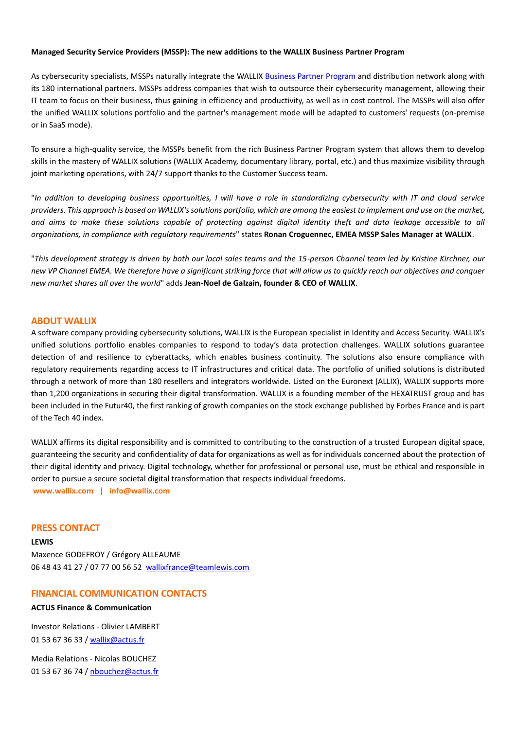**Managed Security Service Providers (MSSP): The new additions to the WALLIX Business Partner Program**

As cybersecurity specialists, MSSPs naturally integrate the WALLIX Business Partner Program and distribution network along with its 180 international partners. MSSPs address companies that wish to outsource their cybersecurity management, allowing their IT team to focus on their business, thus gaining in efficiency and productivity, as well as in cost control. The MSSPs will also offer the unified WALLIX solutions portfolio and the partner's management mode will be adapted to customers' requests (on-premise or in SaaS mode).

To ensure a high-quality service, the MSSPs benefit from the rich Business Partner Program system that allows them to develop skills in the mastery of WALLIX solutions (WALLIX Academy, documentary library, portal, etc.) and thus maximize visibility through joint marketing operations, with 24/7 support thanks to the Customer Success team.

"*In addition to developing business opportunities, I will have a role in standardizing cybersecurity with IT and cloud service providers. This approach is based on WALLIX's solutions portfolio, which are among the easiest to implement and use on the market, and aims to make these solutions capable of protecting against digital identity theft and data leakage accessible to all organizations, in compliance with regulatory requirements*" states **Ronan Croguennec, EMEA MSSP Sales Manager at WALLIX**.

"*This development strategy is driven by both our local sales teams and the 15-person Channel team led by Kristine Kirchner, our new VP Channel EMEA. We therefore have a significant striking force that will allow us to quickly reach our objectives and conquer new market shares all over the world*" adds **Jean-Noel de Galzain, founder & CEO of WALLIX**.

## ABOUT WALLIX

A software company providing cybersecurity solutions, WALLIX is the European specialist in Identity and Access Security. WALLIX's unified solutions portfolio enables companies to respond to today's data protection challenges. WALLIX solutions guarantee detection of and resilience to cyberattacks, which enables business continuity. The solutions also ensure compliance with regulatory requirements regarding access to IT infrastructures and critical data. The portfolio of unified solutions is distributed through a network of more than 180 resellers and integrators worldwide. Listed on the Euronext (ALLIX), WALLIX supports more than 1,200 organizations in securing their digital transformation. WALLIX is a founding member of the HEXATRUST group and has been included in the Futur40, the first ranking of growth companies on the stock exchange published by Forbes France and is part of the Tech 40 index.

WALLIX affirms its digital responsibility and is committed to contributing to the construction of a trusted European digital space, guaranteeing the security and confidentiality of data for organizations as well as for individuals concerned about the protection of their digital identity and privacy. Digital technology, whether for professional or personal use, must be ethical and responsible in order to pursue a secure societal digital transformation that respects individual freedoms.

**www.wallix.com | info@wallix.com**

## PRESS CONTACT

**LEWIS**

Maxence GODEFROY / Grégory ALLEAUME

06 48 43 41 27 / 07 77 00 56 52 wallixfrance@teamlewis.com

## FINANCIAL COMMUNICATION CONTACTS

**ACTUS Finance & Communication**

Investor Relations - Olivier LAMBERT

01 53 67 36 33 / wallix@actus.fr

Media Relations - Nicolas BOUCHEZ

01 53 67 36 74 / nbouchez@actus.fr